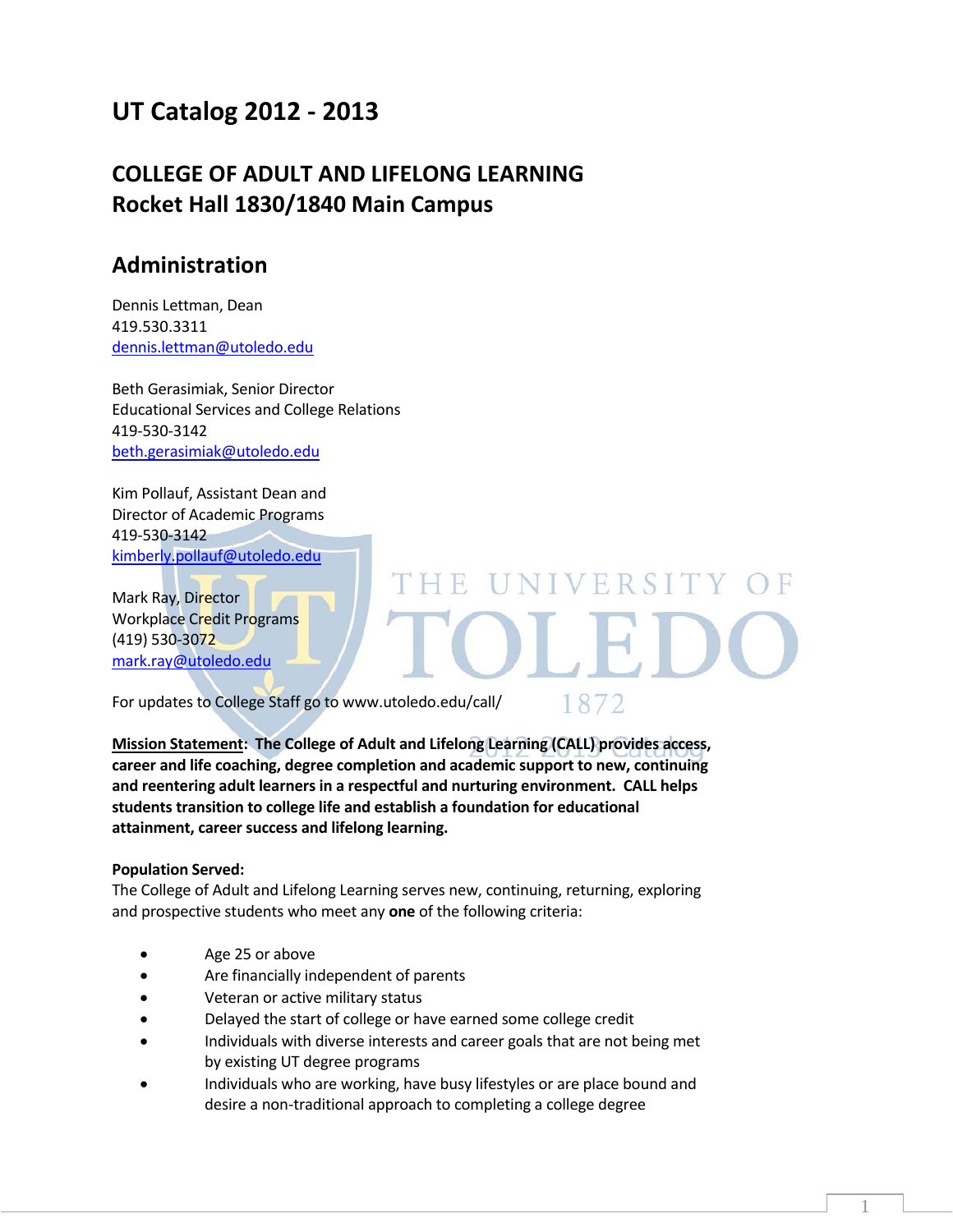# UT Catalog 2012 - 2013

## COLLEGE OF ADULT AND LIFELONG LEARNING
## Rocket Hall 1830/1840 Main Campus

## Administration

Dennis Lettman, Dean
419.530.3311
dennis.lettman@utoledo.edu

Beth Gerasimiak, Senior Director
Educational Services and College Relations
419-530-3142
beth.gerasimiak@utoledo.edu

Kim Pollauf, Assistant Dean and
Director of Academic Programs
419-530-3142
kimberly.pollauf@utoledo.edu

Mark Ray, Director
Workplace Credit Programs
(419) 530-3072
mark.ray@utoledo.edu

For updates to College Staff go to www.utoledo.edu/call/

**Mission Statement: The College of Adult and Lifelong Learning (CALL) provides access, career and life coaching, degree completion and academic support to new, continuing and reentering adult learners in a respectful and nurturing environment. CALL helps students transition to college life and establish a foundation for educational attainment, career success and lifelong learning.**

**Population Served:**
The College of Adult and Lifelong Learning serves new, continuing, returning, exploring and prospective students who meet any **one** of the following criteria:

- Age 25 or above
- Are financially independent of parents
- Veteran or active military status
- Delayed the start of college or have earned some college credit
- Individuals with diverse interests and career goals that are not being met by existing UT degree programs
- Individuals who are working, have busy lifestyles or are place bound and desire a non-traditional approach to completing a college degree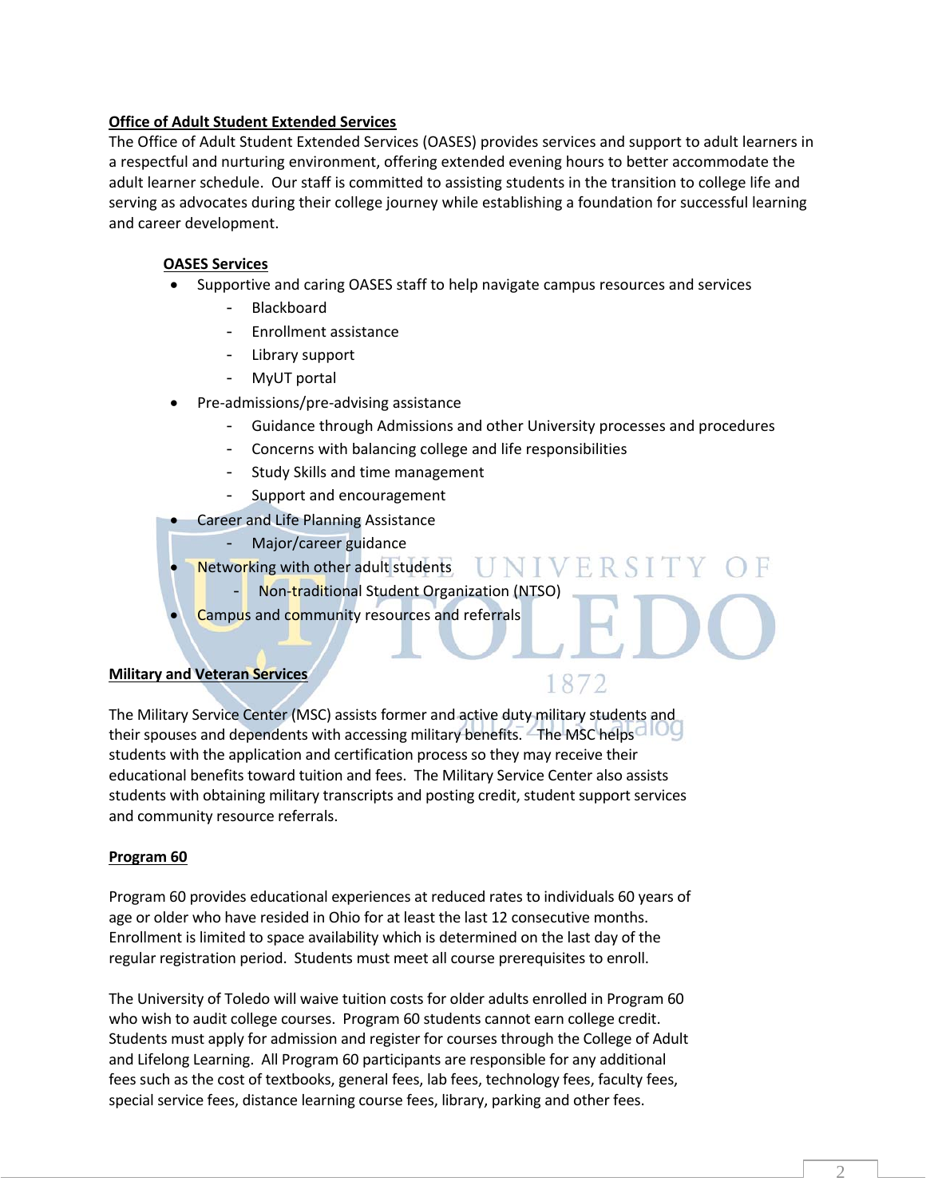## Office of Adult Student Extended Services

The Office of Adult Student Extended Services (OASES) provides services and support to adult learners in a respectful and nurturing environment, offering extended evening hours to better accommodate the adult learner schedule. Our staff is committed to assisting students in the transition to college life and serving as advocates during their college journey while establishing a foundation for successful learning and career development.

### OASES Services

- Supportive and caring OASES staff to help navigate campus resources and services
  - Blackboard
  - Enrollment assistance
  - Library support
  - MyUT portal
- Pre-admissions/pre-advising assistance
  - Guidance through Admissions and other University processes and procedures
  - Concerns with balancing college and life responsibilities
  - Study Skills and time management
  - Support and encouragement
- Career and Life Planning Assistance
  - Major/career guidance
- Networking with other adult students
  - Non-traditional Student Organization (NTSO)
- Campus and community resources and referrals

## Military and Veteran Services

The Military Service Center (MSC) assists former and active duty military students and their spouses and dependents with accessing military benefits. The MSC helps students with the application and certification process so they may receive their educational benefits toward tuition and fees. The Military Service Center also assists students with obtaining military transcripts and posting credit, student support services and community resource referrals.

## Program 60

Program 60 provides educational experiences at reduced rates to individuals 60 years of age or older who have resided in Ohio for at least the last 12 consecutive months. Enrollment is limited to space availability which is determined on the last day of the regular registration period. Students must meet all course prerequisites to enroll.

The University of Toledo will waive tuition costs for older adults enrolled in Program 60 who wish to audit college courses. Program 60 students cannot earn college credit. Students must apply for admission and register for courses through the College of Adult and Lifelong Learning. All Program 60 participants are responsible for any additional fees such as the cost of textbooks, general fees, lab fees, technology fees, faculty fees, special service fees, distance learning course fees, library, parking and other fees.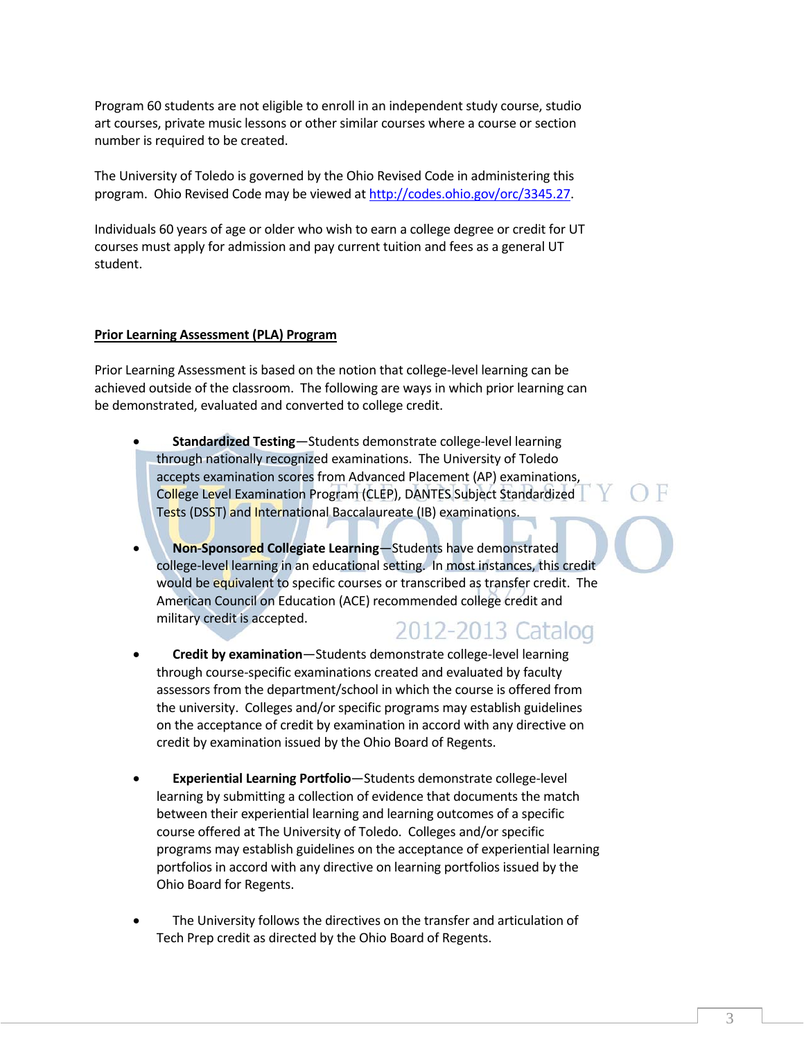Program 60 students are not eligible to enroll in an independent study course, studio art courses, private music lessons or other similar courses where a course or section number is required to be created.

The University of Toledo is governed by the Ohio Revised Code in administering this program. Ohio Revised Code may be viewed at http://codes.ohio.gov/orc/3345.27.

Individuals 60 years of age or older who wish to earn a college degree or credit for UT courses must apply for admission and pay current tuition and fees as a general UT student.

## Prior Learning Assessment (PLA) Program

Prior Learning Assessment is based on the notion that college-level learning can be achieved outside of the classroom. The following are ways in which prior learning can be demonstrated, evaluated and converted to college credit.

- **Standardized Testing**—Students demonstrate college-level learning through nationally recognized examinations. The University of Toledo accepts examination scores from Advanced Placement (AP) examinations, College Level Examination Program (CLEP), DANTES Subject Standardized Tests (DSST) and International Baccalaureate (IB) examinations.

- **Non-Sponsored Collegiate Learning**—Students have demonstrated college-level learning in an educational setting. In most instances, this credit would be equivalent to specific courses or transcribed as transfer credit. The American Council on Education (ACE) recommended college credit and military credit is accepted.

- **Credit by examination**—Students demonstrate college-level learning through course-specific examinations created and evaluated by faculty assessors from the department/school in which the course is offered from the university. Colleges and/or specific programs may establish guidelines on the acceptance of credit by examination in accord with any directive on credit by examination issued by the Ohio Board of Regents.

- **Experiential Learning Portfolio**—Students demonstrate college-level learning by submitting a collection of evidence that documents the match between their experiential learning and learning outcomes of a specific course offered at The University of Toledo. Colleges and/or specific programs may establish guidelines on the acceptance of experiential learning portfolios in accord with any directive on learning portfolios issued by the Ohio Board for Regents.

- The University follows the directives on the transfer and articulation of Tech Prep credit as directed by the Ohio Board of Regents.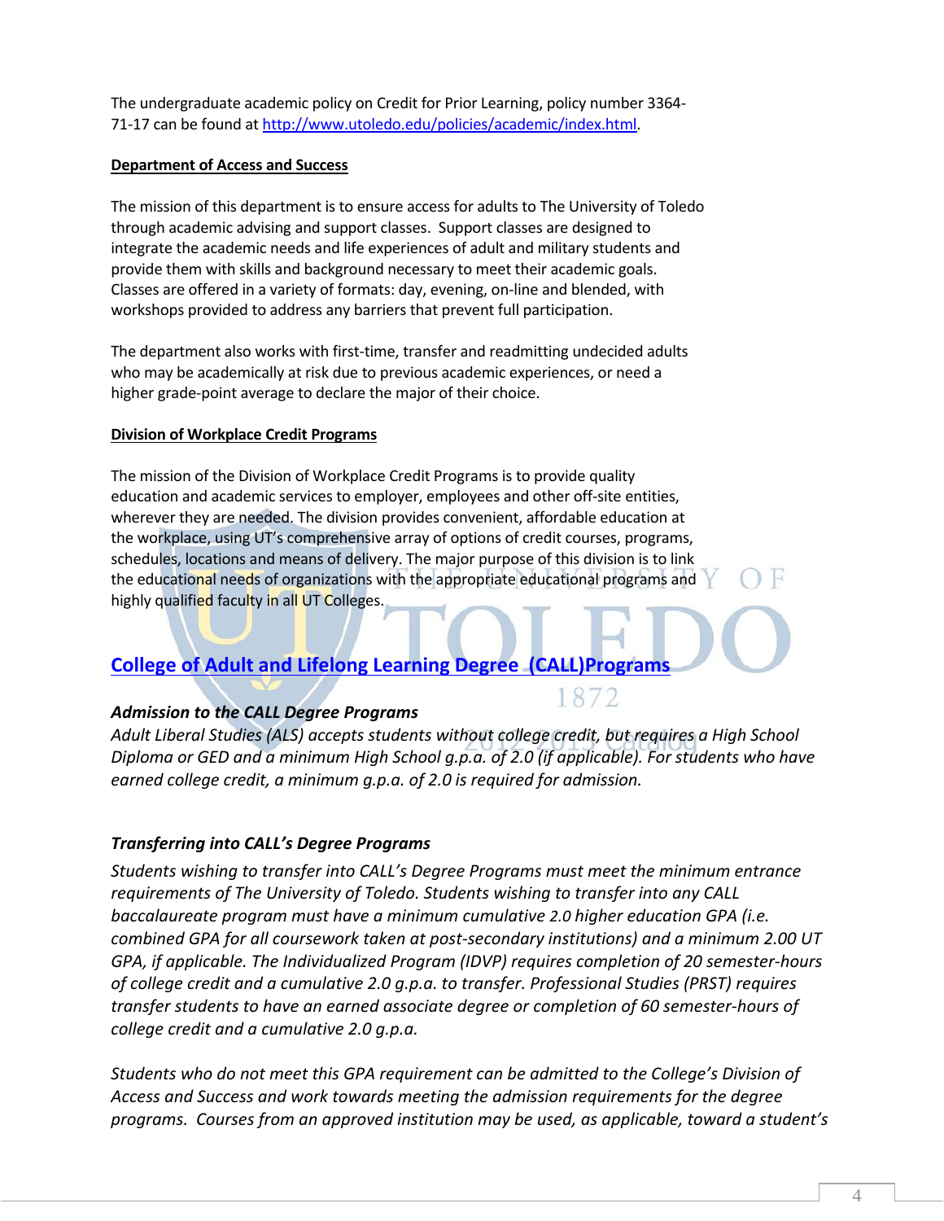The undergraduate academic policy on Credit for Prior Learning, policy number 3364-71-17 can be found at http://www.utoledo.edu/policies/academic/index.html.

**Department of Access and Success**

The mission of this department is to ensure access for adults to The University of Toledo through academic advising and support classes. Support classes are designed to integrate the academic needs and life experiences of adult and military students and provide them with skills and background necessary to meet their academic goals. Classes are offered in a variety of formats: day, evening, on-line and blended, with workshops provided to address any barriers that prevent full participation.

The department also works with first-time, transfer and readmitting undecided adults who may be academically at risk due to previous academic experiences, or need a higher grade-point average to declare the major of their choice.

**Division of Workplace Credit Programs**

The mission of the Division of Workplace Credit Programs is to provide quality education and academic services to employer, employees and other off-site entities, wherever they are needed. The division provides convenient, affordable education at the workplace, using UT's comprehensive array of options of credit courses, programs, schedules, locations and means of delivery. The major purpose of this division is to link the educational needs of organizations with the appropriate educational programs and highly qualified faculty in all UT Colleges.

## College of Adult and Lifelong Learning Degree (CALL)Programs

### *Admission to the CALL Degree Programs*

*Adult Liberal Studies (ALS) accepts students without college credit, but requires a High School Diploma or GED and a minimum High School g.p.a. of 2.0 (if applicable). For students who have earned college credit, a minimum g.p.a. of 2.0 is required for admission.*

### *Transferring into CALL's Degree Programs*

*Students wishing to transfer into CALL's Degree Programs must meet the minimum entrance requirements of The University of Toledo. Students wishing to transfer into any CALL baccalaureate program must have a minimum cumulative 2.0 higher education GPA (i.e. combined GPA for all coursework taken at post-secondary institutions) and a minimum 2.00 UT GPA, if applicable. The Individualized Program (IDVP) requires completion of 20 semester-hours of college credit and a cumulative 2.0 g.p.a. to transfer. Professional Studies (PRST) requires transfer students to have an earned associate degree or completion of 60 semester-hours of college credit and a cumulative 2.0 g.p.a.*

*Students who do not meet this GPA requirement can be admitted to the College's Division of Access and Success and work towards meeting the admission requirements for the degree programs. Courses from an approved institution may be used, as applicable, toward a student's*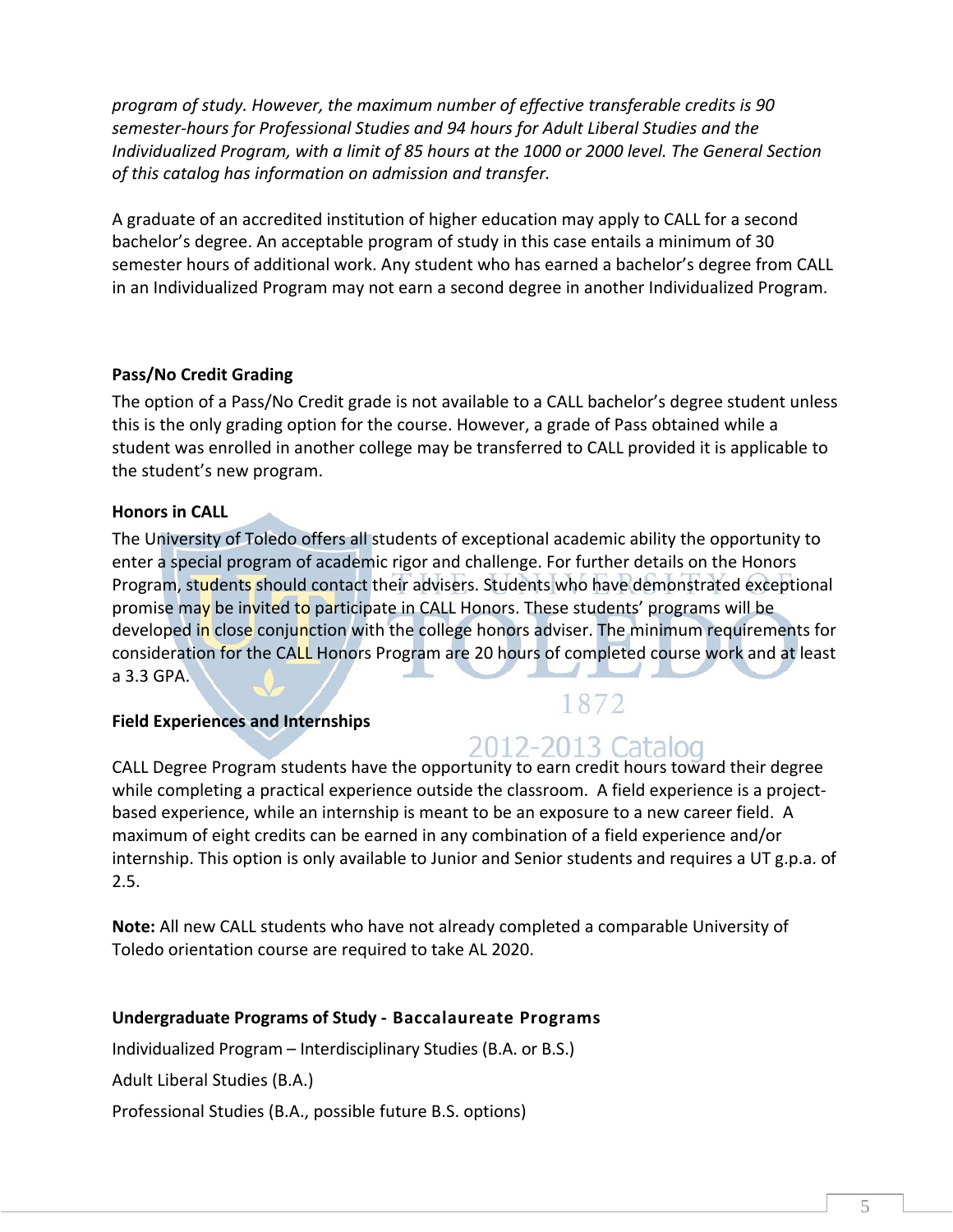*program of study. However, the maximum number of effective transferable credits is 90 semester-hours for Professional Studies and 94 hours for Adult Liberal Studies and the Individualized Program, with a limit of 85 hours at the 1000 or 2000 level. The General Section of this catalog has information on admission and transfer.*

A graduate of an accredited institution of higher education may apply to CALL for a second bachelor's degree. An acceptable program of study in this case entails a minimum of 30 semester hours of additional work. Any student who has earned a bachelor's degree from CALL in an Individualized Program may not earn a second degree in another Individualized Program.

**Pass/No Credit Grading**

The option of a Pass/No Credit grade is not available to a CALL bachelor's degree student unless this is the only grading option for the course. However, a grade of Pass obtained while a student was enrolled in another college may be transferred to CALL provided it is applicable to the student's new program.

**Honors in CALL**

The University of Toledo offers all students of exceptional academic ability the opportunity to enter a special program of academic rigor and challenge. For further details on the Honors Program, students should contact their advisers. Students who have demonstrated exceptional promise may be invited to participate in CALL Honors. These students' programs will be developed in close conjunction with the college honors adviser. The minimum requirements for consideration for the CALL Honors Program are 20 hours of completed course work and at least a 3.3 GPA.

**Field Experiences and Internships**

CALL Degree Program students have the opportunity to earn credit hours toward their degree while completing a practical experience outside the classroom. A field experience is a project-based experience, while an internship is meant to be an exposure to a new career field. A maximum of eight credits can be earned in any combination of a field experience and/or internship. This option is only available to Junior and Senior students and requires a UT g.p.a. of 2.5.

**Note:** All new CALL students who have not already completed a comparable University of Toledo orientation course are required to take AL 2020.

**Undergraduate Programs of Study - Baccalaureate Programs**

Individualized Program – Interdisciplinary Studies (B.A. or B.S.)

Adult Liberal Studies (B.A.)

Professional Studies (B.A., possible future B.S. options)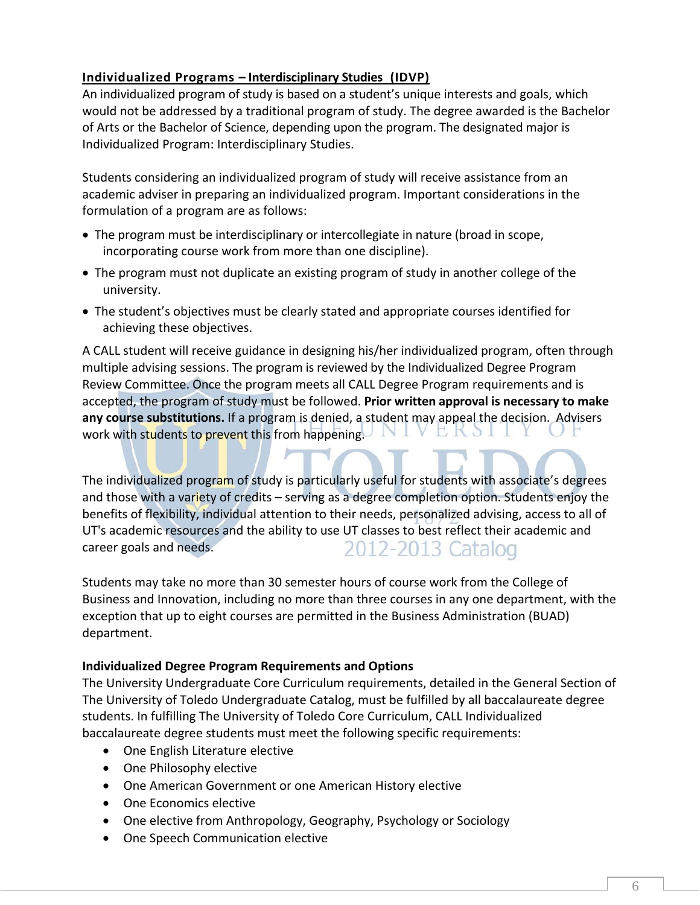## Individualized Programs – Interdisciplinary Studies (IDVP)

An individualized program of study is based on a student's unique interests and goals, which would not be addressed by a traditional program of study. The degree awarded is the Bachelor of Arts or the Bachelor of Science, depending upon the program. The designated major is Individualized Program: Interdisciplinary Studies.

Students considering an individualized program of study will receive assistance from an academic adviser in preparing an individualized program. Important considerations in the formulation of a program are as follows:

- The program must be interdisciplinary or intercollegiate in nature (broad in scope, incorporating course work from more than one discipline).
- The program must not duplicate an existing program of study in another college of the university.
- The student's objectives must be clearly stated and appropriate courses identified for achieving these objectives.

A CALL student will receive guidance in designing his/her individualized program, often through multiple advising sessions. The program is reviewed by the Individualized Degree Program Review Committee. Once the program meets all CALL Degree Program requirements and is accepted, the program of study must be followed. **Prior written approval is necessary to make any course substitutions.** If a program is denied, a student may appeal the decision. Advisers work with students to prevent this from happening.

The individualized program of study is particularly useful for students with associate's degrees and those with a variety of credits – serving as a degree completion option. Students enjoy the benefits of flexibility, individual attention to their needs, personalized advising, access to all of UT's academic resources and the ability to use UT classes to best reflect their academic and career goals and needs.

Students may take no more than 30 semester hours of course work from the College of Business and Innovation, including no more than three courses in any one department, with the exception that up to eight courses are permitted in the Business Administration (BUAD) department.

### Individualized Degree Program Requirements and Options

The University Undergraduate Core Curriculum requirements, detailed in the General Section of The University of Toledo Undergraduate Catalog, must be fulfilled by all baccalaureate degree students. In fulfilling The University of Toledo Core Curriculum, CALL Individualized baccalaureate degree students must meet the following specific requirements:

- One English Literature elective
- One Philosophy elective
- One American Government or one American History elective
- One Economics elective
- One elective from Anthropology, Geography, Psychology or Sociology
- One Speech Communication elective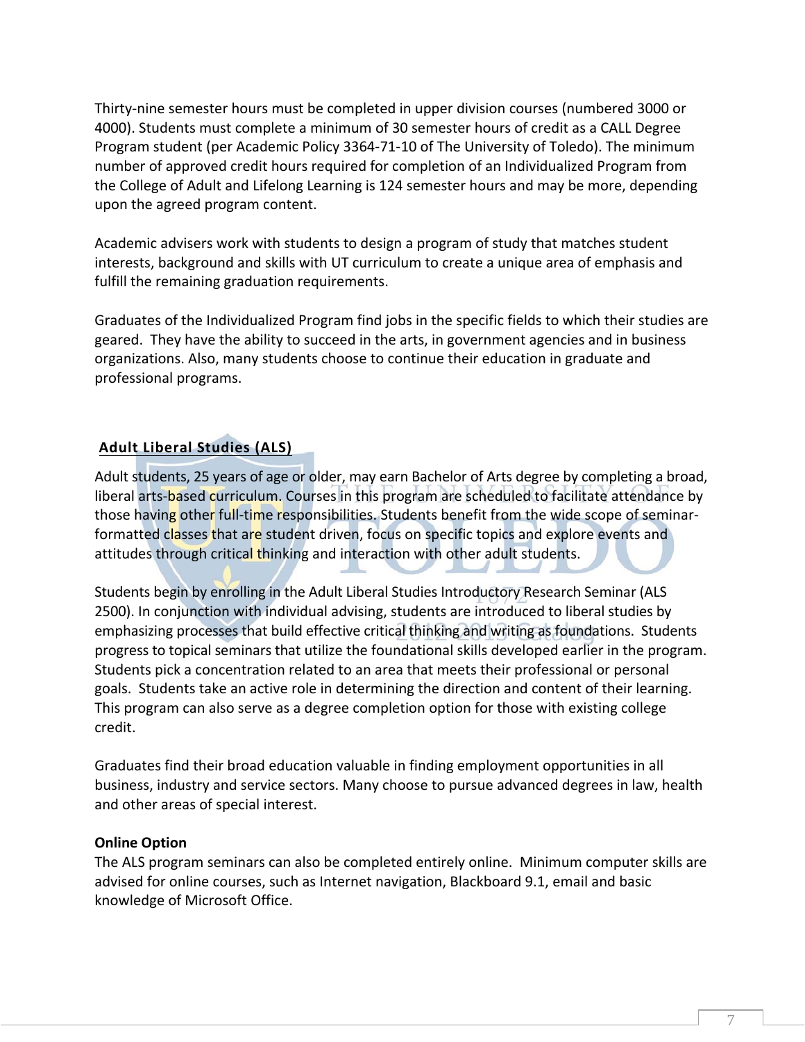Thirty-nine semester hours must be completed in upper division courses (numbered 3000 or 4000). Students must complete a minimum of 30 semester hours of credit as a CALL Degree Program student (per Academic Policy 3364-71-10 of The University of Toledo). The minimum number of approved credit hours required for completion of an Individualized Program from the College of Adult and Lifelong Learning is 124 semester hours and may be more, depending upon the agreed program content.

Academic advisers work with students to design a program of study that matches student interests, background and skills with UT curriculum to create a unique area of emphasis and fulfill the remaining graduation requirements.

Graduates of the Individualized Program find jobs in the specific fields to which their studies are geared. They have the ability to succeed in the arts, in government agencies and in business organizations. Also, many students choose to continue their education in graduate and professional programs.

## Adult Liberal Studies (ALS)

Adult students, 25 years of age or older, may earn Bachelor of Arts degree by completing a broad, liberal arts-based curriculum. Courses in this program are scheduled to facilitate attendance by those having other full-time responsibilities. Students benefit from the wide scope of seminar-formatted classes that are student driven, focus on specific topics and explore events and attitudes through critical thinking and interaction with other adult students.

Students begin by enrolling in the Adult Liberal Studies Introductory Research Seminar (ALS 2500). In conjunction with individual advising, students are introduced to liberal studies by emphasizing processes that build effective critical thinking and writing as foundations. Students progress to topical seminars that utilize the foundational skills developed earlier in the program. Students pick a concentration related to an area that meets their professional or personal goals. Students take an active role in determining the direction and content of their learning. This program can also serve as a degree completion option for those with existing college credit.

Graduates find their broad education valuable in finding employment opportunities in all business, industry and service sectors. Many choose to pursue advanced degrees in law, health and other areas of special interest.

**Online Option**

The ALS program seminars can also be completed entirely online. Minimum computer skills are advised for online courses, such as Internet navigation, Blackboard 9.1, email and basic knowledge of Microsoft Office.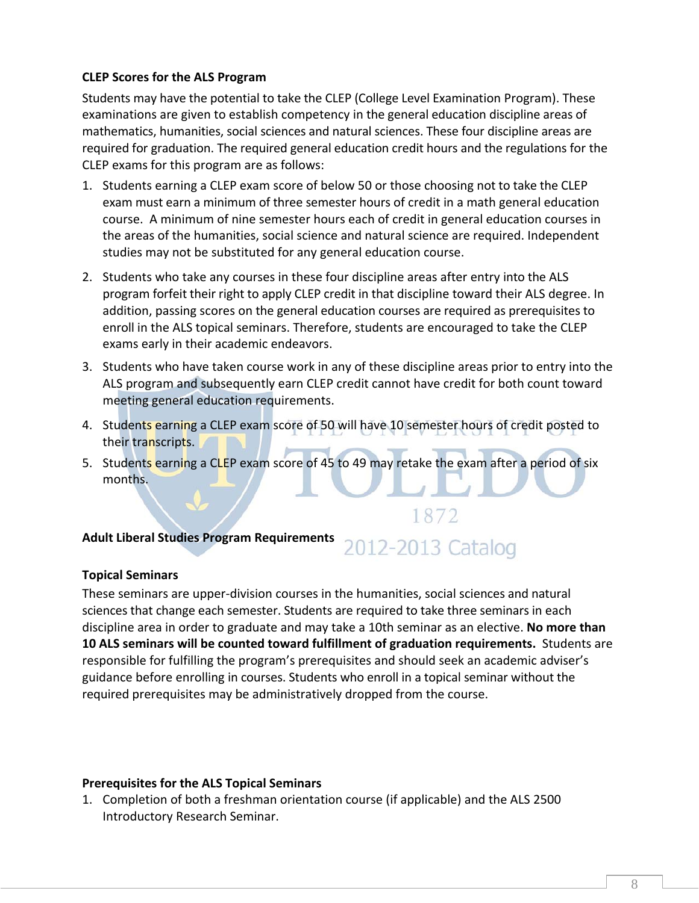### CLEP Scores for the ALS Program

Students may have the potential to take the CLEP (College Level Examination Program). These examinations are given to establish competency in the general education discipline areas of mathematics, humanities, social sciences and natural sciences. These four discipline areas are required for graduation. The required general education credit hours and the regulations for the CLEP exams for this program are as follows:

1. Students earning a CLEP exam score of below 50 or those choosing not to take the CLEP exam must earn a minimum of three semester hours of credit in a math general education course. A minimum of nine semester hours each of credit in general education courses in the areas of the humanities, social science and natural science are required. Independent studies may not be substituted for any general education course.
2. Students who take any courses in these four discipline areas after entry into the ALS program forfeit their right to apply CLEP credit in that discipline toward their ALS degree. In addition, passing scores on the general education courses are required as prerequisites to enroll in the ALS topical seminars. Therefore, students are encouraged to take the CLEP exams early in their academic endeavors.
3. Students who have taken course work in any of these discipline areas prior to entry into the ALS program and subsequently earn CLEP credit cannot have credit for both count toward meeting general education requirements.
4. Students earning a CLEP exam score of 50 will have 10 semester hours of credit posted to their transcripts.
5. Students earning a CLEP exam score of 45 to 49 may retake the exam after a period of six months.

### Adult Liberal Studies Program Requirements

### Topical Seminars

These seminars are upper-division courses in the humanities, social sciences and natural sciences that change each semester. Students are required to take three seminars in each discipline area in order to graduate and may take a 10th seminar as an elective. **No more than 10 ALS seminars will be counted toward fulfillment of graduation requirements.** Students are responsible for fulfilling the program's prerequisites and should seek an academic adviser's guidance before enrolling in courses. Students who enroll in a topical seminar without the required prerequisites may be administratively dropped from the course.

### Prerequisites for the ALS Topical Seminars

1. Completion of both a freshman orientation course (if applicable) and the ALS 2500 Introductory Research Seminar.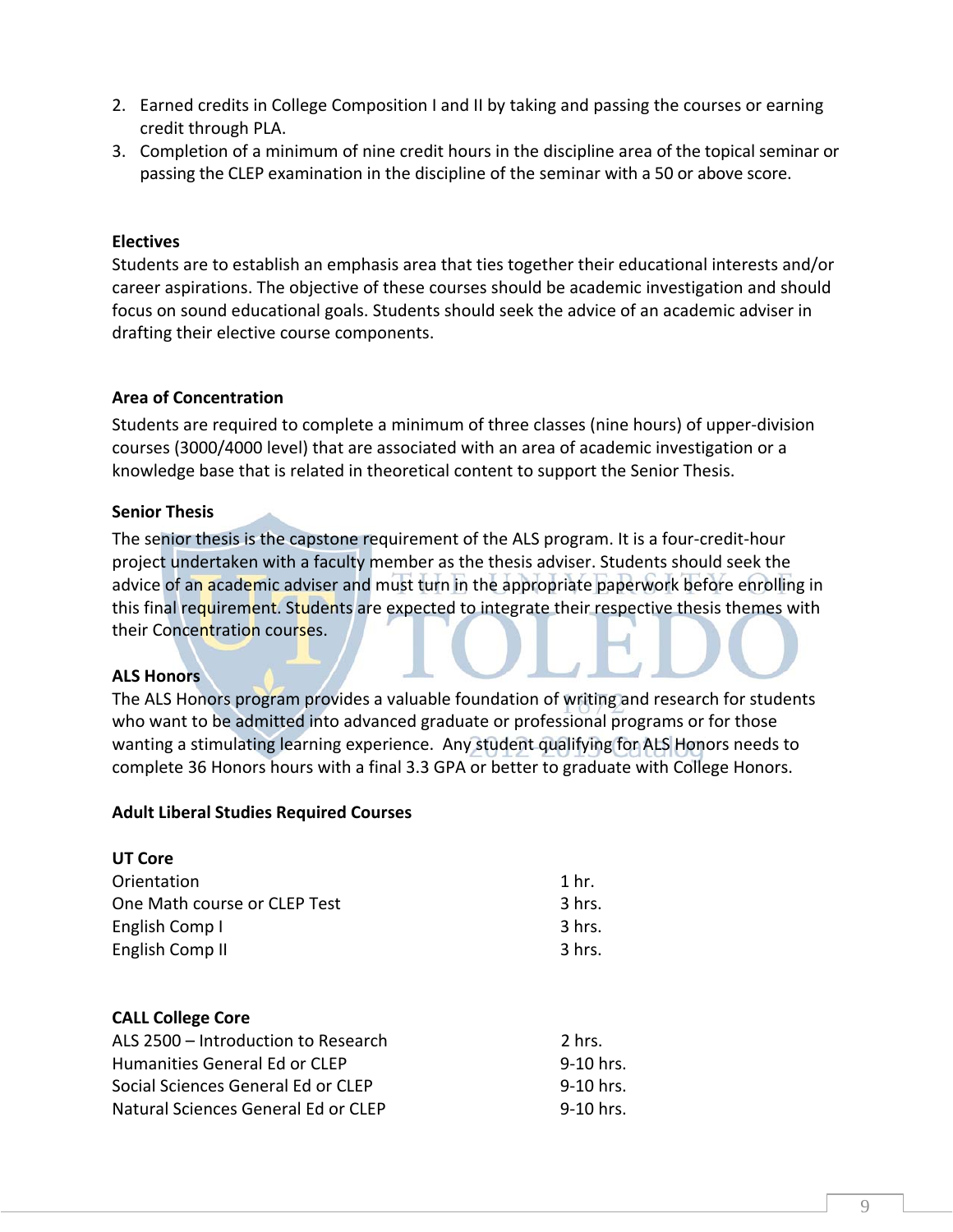2. Earned credits in College Composition I and II by taking and passing the courses or earning credit through PLA.
3. Completion of a minimum of nine credit hours in the discipline area of the topical seminar or passing the CLEP examination in the discipline of the seminar with a 50 or above score.

**Electives**

Students are to establish an emphasis area that ties together their educational interests and/or career aspirations. The objective of these courses should be academic investigation and should focus on sound educational goals. Students should seek the advice of an academic adviser in drafting their elective course components.

**Area of Concentration**

Students are required to complete a minimum of three classes (nine hours) of upper-division courses (3000/4000 level) that are associated with an area of academic investigation or a knowledge base that is related in theoretical content to support the Senior Thesis.

**Senior Thesis**

The senior thesis is the capstone requirement of the ALS program. It is a four-credit-hour project undertaken with a faculty member as the thesis adviser. Students should seek the advice of an academic adviser and must turn in the appropriate paperwork before enrolling in this final requirement. Students are expected to integrate their respective thesis themes with their Concentration courses.

**ALS Honors**

The ALS Honors program provides a valuable foundation of writing and research for students who want to be admitted into advanced graduate or professional programs or for those wanting a stimulating learning experience. Any student qualifying for ALS Honors needs to complete 36 Honors hours with a final 3.3 GPA or better to graduate with College Honors.

**Adult Liberal Studies Required Courses**

**UT Core**

| | |
|---|---|
| Orientation | 1 hr. |
| One Math course or CLEP Test | 3 hrs. |
| English Comp I | 3 hrs. |
| English Comp II | 3 hrs. |

**CALL College Core**

| | |
|---|---|
| ALS 2500 – Introduction to Research | 2 hrs. |
| Humanities General Ed or CLEP | 9-10 hrs. |
| Social Sciences General Ed or CLEP | 9-10 hrs. |
| Natural Sciences General Ed or CLEP | 9-10 hrs. |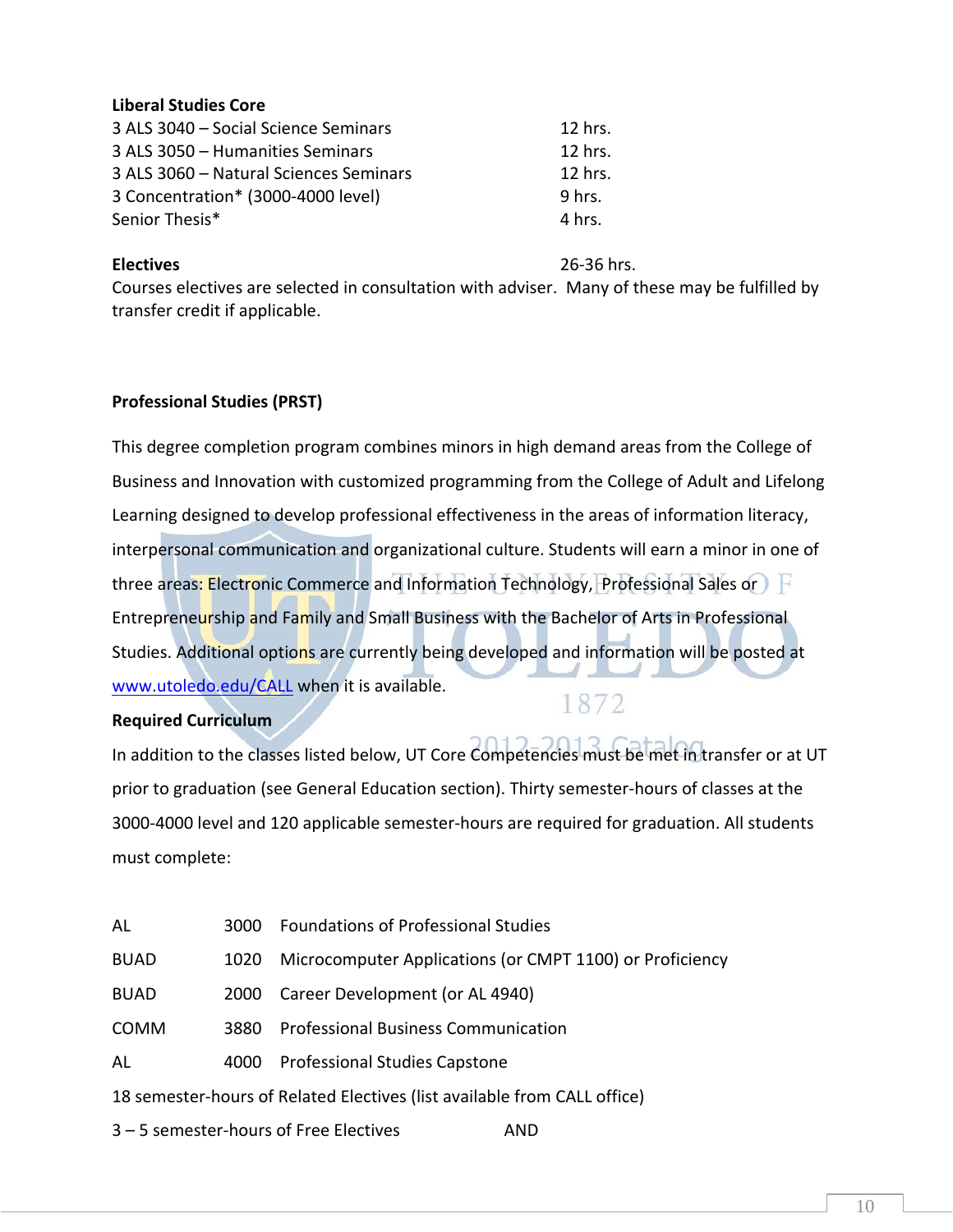**Liberal Studies Core**

| | |
|---|---|
| 3 ALS 3040 – Social Science Seminars | 12 hrs. |
| 3 ALS 3050 – Humanities Seminars | 12 hrs. |
| 3 ALS 3060 – Natural Sciences Seminars | 12 hrs. |
| 3 Concentration* (3000-4000 level) | 9 hrs. |
| Senior Thesis* | 4 hrs. |

**Electives** 26-36 hrs.

Courses electives are selected in consultation with adviser. Many of these may be fulfilled by transfer credit if applicable.

**Professional Studies (PRST)**

This degree completion program combines minors in high demand areas from the College of Business and Innovation with customized programming from the College of Adult and Lifelong Learning designed to develop professional effectiveness in the areas of information literacy, interpersonal communication and organizational culture. Students will earn a minor in one of three areas: Electronic Commerce and Information Technology, Professional Sales or Entrepreneurship and Family and Small Business with the Bachelor of Arts in Professional Studies. Additional options are currently being developed and information will be posted at [www.utoledo.edu/CALL](http://www.utoledo.edu/CALL) when it is available.

**Required Curriculum**

In addition to the classes listed below, UT Core Competencies must be met in transfer or at UT prior to graduation (see General Education section). Thirty semester-hours of classes at the 3000-4000 level and 120 applicable semester-hours are required for graduation. All students must complete:

| | | |
|---|---|---|
| AL | 3000 | Foundations of Professional Studies |
| BUAD | 1020 | Microcomputer Applications (or CMPT 1100) or Proficiency |
| BUAD | 2000 | Career Development (or AL 4940) |
| COMM | 3880 | Professional Business Communication |
| AL | 4000 | Professional Studies Capstone |

18 semester-hours of Related Electives (list available from CALL office)

3 – 5 semester-hours of Free Electives AND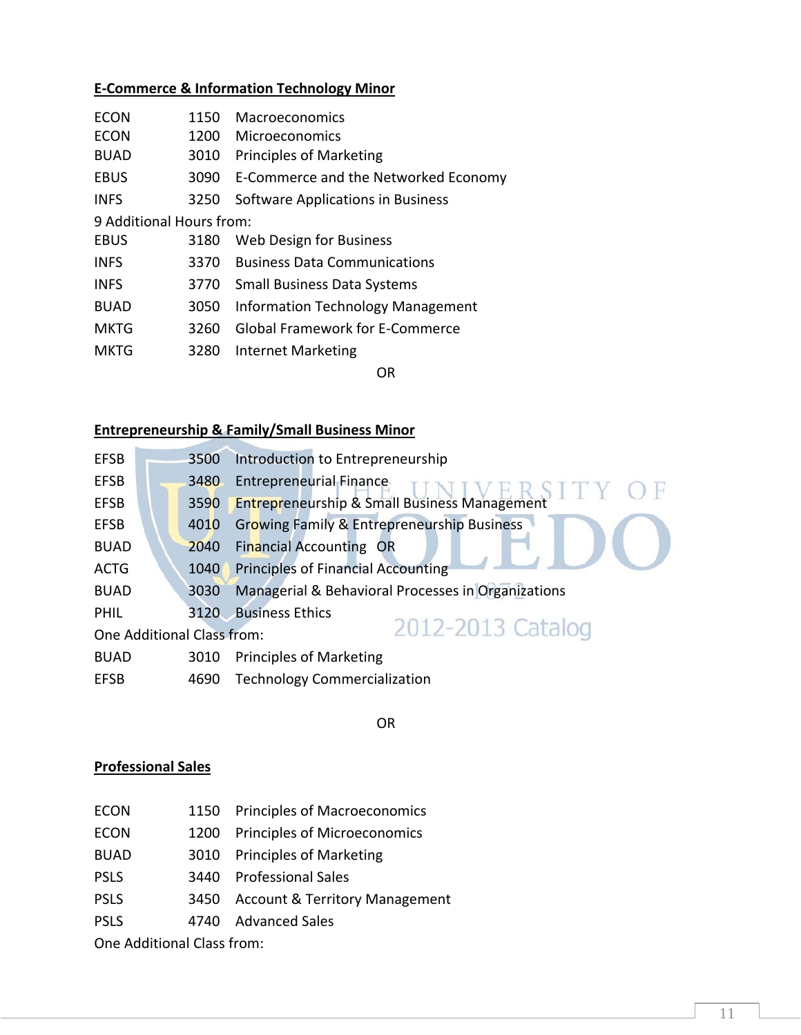**E-Commerce & Information Technology Minor**

| | | |
|---|---|---|
| ECON | 1150 | Macroeconomics |
| ECON | 1200 | Microeconomics |
| BUAD | 3010 | Principles of Marketing |
| EBUS | 3090 | E-Commerce and the Networked Economy |
| INFS | 3250 | Software Applications in Business |

9 Additional Hours from:

| | | |
|---|---|---|
| EBUS | 3180 | Web Design for Business |
| INFS | 3370 | Business Data Communications |
| INFS | 3770 | Small Business Data Systems |
| BUAD | 3050 | Information Technology Management |
| MKTG | 3260 | Global Framework for E-Commerce |
| MKTG | 3280 | Internet Marketing |

OR

**Entrepreneurship & Family/Small Business Minor**

| | | |
|---|---|---|
| EFSB | 3500 | Introduction to Entrepreneurship |
| EFSB | 3480 | Entrepreneurial Finance |
| EFSB | 3590 | Entrepreneurship & Small Business Management |
| EFSB | 4010 | Growing Family & Entrepreneurship Business |
| BUAD | 2040 | Financial Accounting OR |
| ACTG | 1040 | Principles of Financial Accounting |
| BUAD | 3030 | Managerial & Behavioral Processes in Organizations |
| PHIL | 3120 | Business Ethics |

One Additional Class from:

| | | |
|---|---|---|
| BUAD | 3010 | Principles of Marketing |
| EFSB | 4690 | Technology Commercialization |

OR

**Professional Sales**

| | | |
|---|---|---|
| ECON | 1150 | Principles of Macroeconomics |
| ECON | 1200 | Principles of Microeconomics |
| BUAD | 3010 | Principles of Marketing |
| PSLS | 3440 | Professional Sales |
| PSLS | 3450 | Account & Territory Management |
| PSLS | 4740 | Advanced Sales |

One Additional Class from: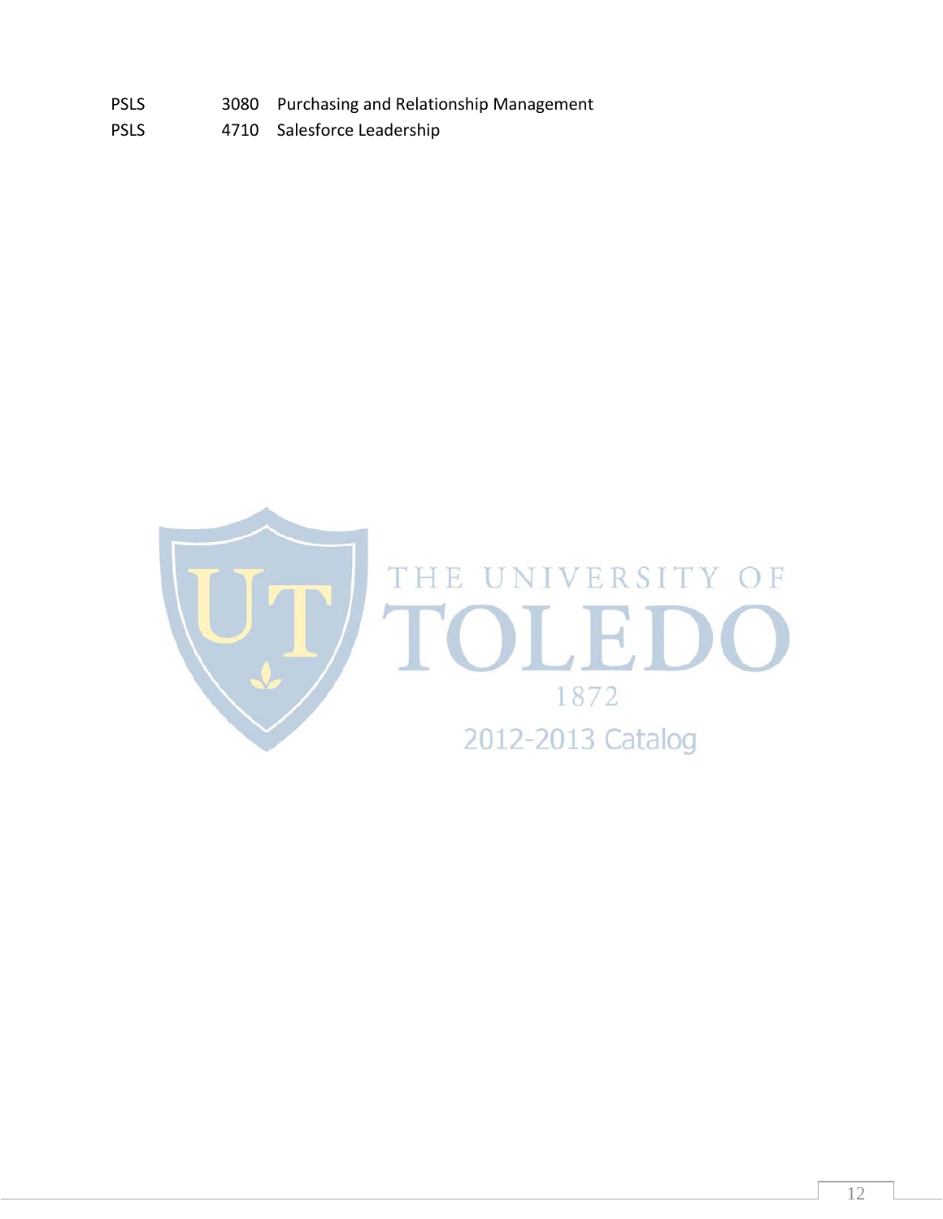| | | |
|---|---|---|
| PSLS | 3080 | Purchasing and Relationship Management |
| PSLS | 4710 | Salesforce Leadership |